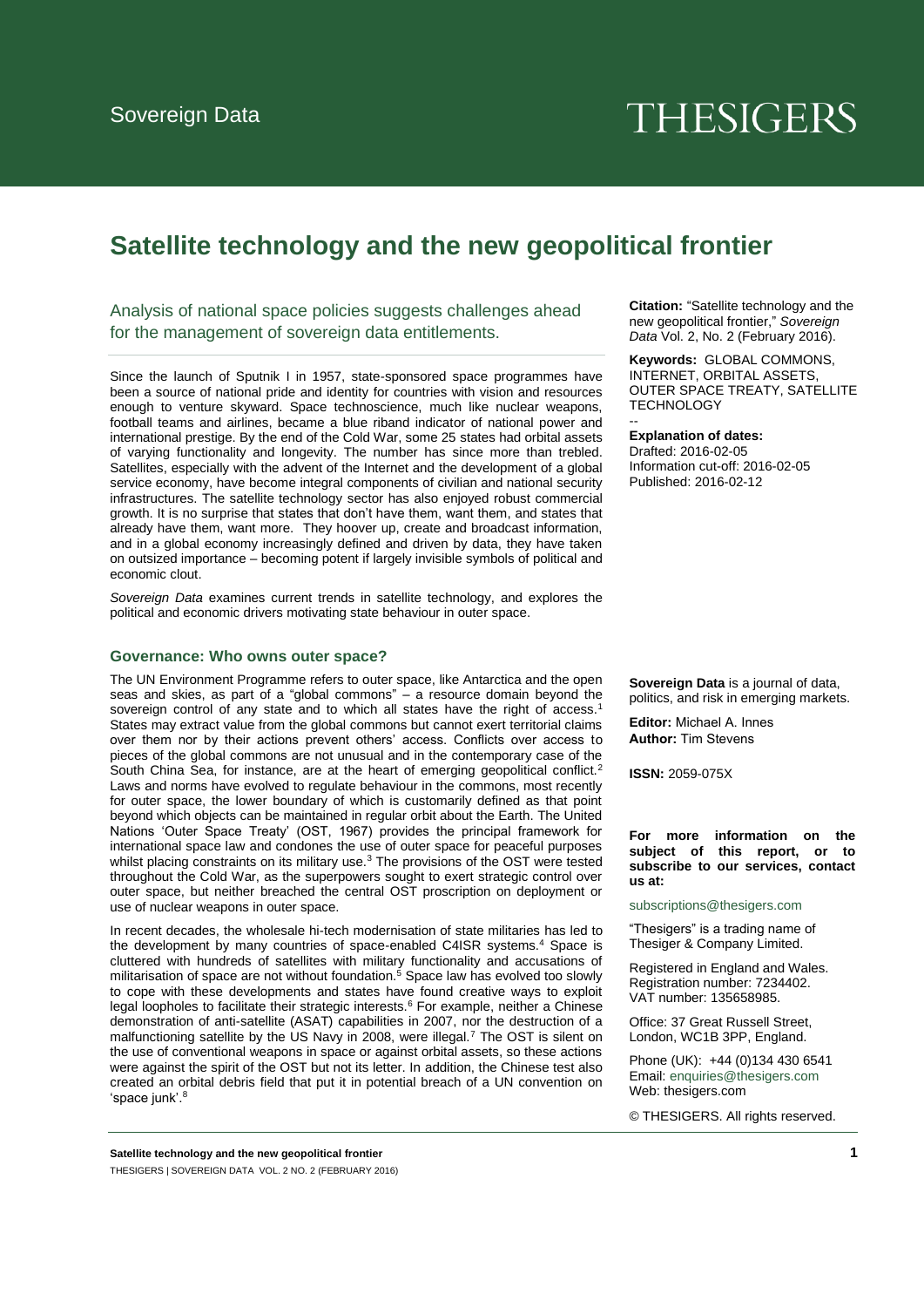Sovereign Data

THESIGERS

# Satellite technology and the new geopolitical frontier

Analysis of national space policies suggests challenges ahead for the management of sovereign data entitlements.

Since the launch of Sputnik I in 1957, state-sponsored space programmes have been a source of national pride and identity for countries with vision and resources enough to venture skyward. Space technoscience, much like nuclear weapons, football teams and airlines, became a blue riband indicator of national power and international prestige. By the end of the Cold War, some 25 states had orbital assets of varying functionality and longevity. The number has since more than trebled. Satellites, especially with the advent of the Internet and the development of a global service economy, have become integral components of civilian and national security infrastructures. The satellite technology sector has also enjoyed robust commercial growth. It is no surprise that states that don't have them, want them, and states that already have them, want more. They hoover up, create and broadcast information, and in a global economy increasingly defined and driven by data, they have taken on outsized importance – becoming potent if largely invisible symbols of political and economic clout.

*Sovereign Data* examines current trends in satellite technology, and explores the political and economic drivers motivating state behaviour in outer space.

## Governance: Who owns outer space?

The UN Environment Programme refers to outer space, like Antarctica and the open seas and skies, as part of a "global commons" – a resource domain beyond the sovereign control of any state and to which all states have the right of access.[1] States may extract value from the global commons but cannot exert territorial claims over them nor by their actions prevent others' access. Conflicts over access to pieces of the global commons are not unusual and in the contemporary case of the South China Sea, for instance, are at the heart of emerging geopolitical conflict.[2] Laws and norms have evolved to regulate behaviour in the commons, most recently for outer space, the lower boundary of which is customarily defined as that point beyond which objects can be maintained in regular orbit about the Earth. The United Nations 'Outer Space Treaty' (OST, 1967) provides the principal framework for international space law and condones the use of outer space for peaceful purposes whilst placing constraints on its military use.[3] The provisions of the OST were tested throughout the Cold War, as the superpowers sought to exert strategic control over outer space, but neither breached the central OST proscription on deployment or use of nuclear weapons in outer space.

In recent decades, the wholesale hi-tech modernisation of state militaries has led to the development by many countries of space-enabled C4ISR systems.[4] Space is cluttered with hundreds of satellites with military functionality and accusations of militarisation of space are not without foundation.[5] Space law has evolved too slowly to cope with these developments and states have found creative ways to exploit legal loopholes to facilitate their strategic interests.[6] For example, neither a Chinese demonstration of anti-satellite (ASAT) capabilities in 2007, nor the destruction of a malfunctioning satellite by the US Navy in 2008, were illegal.[7] The OST is silent on the use of conventional weapons in space or against orbital assets, so these actions were against the spirit of the OST but not its letter. In addition, the Chinese test also created an orbital debris field that put it in potential breach of a UN convention on 'space junk'.[8]

**Citation:** "Satellite technology and the new geopolitical frontier," *Sovereign Data* Vol. 2, No. 2 (February 2016).

**Keywords:** GLOBAL COMMONS, INTERNET, ORBITAL ASSETS, OUTER SPACE TREATY, SATELLITE TECHNOLOGY

--

**Explanation of dates:**
Drafted: 2016-02-05
Information cut-off: 2016-02-05
Published: 2016-02-12

**Sovereign Data** is a journal of data, politics, and risk in emerging markets.

**Editor:** Michael A. Innes
**Author:** Tim Stevens

**ISSN:** 2059-075X

**For more information on the subject of this report, or to subscribe to our services, contact us at:**

subscriptions@thesigers.com

"Thesigers" is a trading name of Thesiger & Company Limited.

Registered in England and Wales.
Registration number: 7234402.
VAT number: 135658985.

Office: 37 Great Russell Street, London, WC1B 3PP, England.

Phone (UK): +44 (0)134 430 6541
Email: enquiries@thesigers.com
Web: thesigers.com

© THESIGERS. All rights reserved.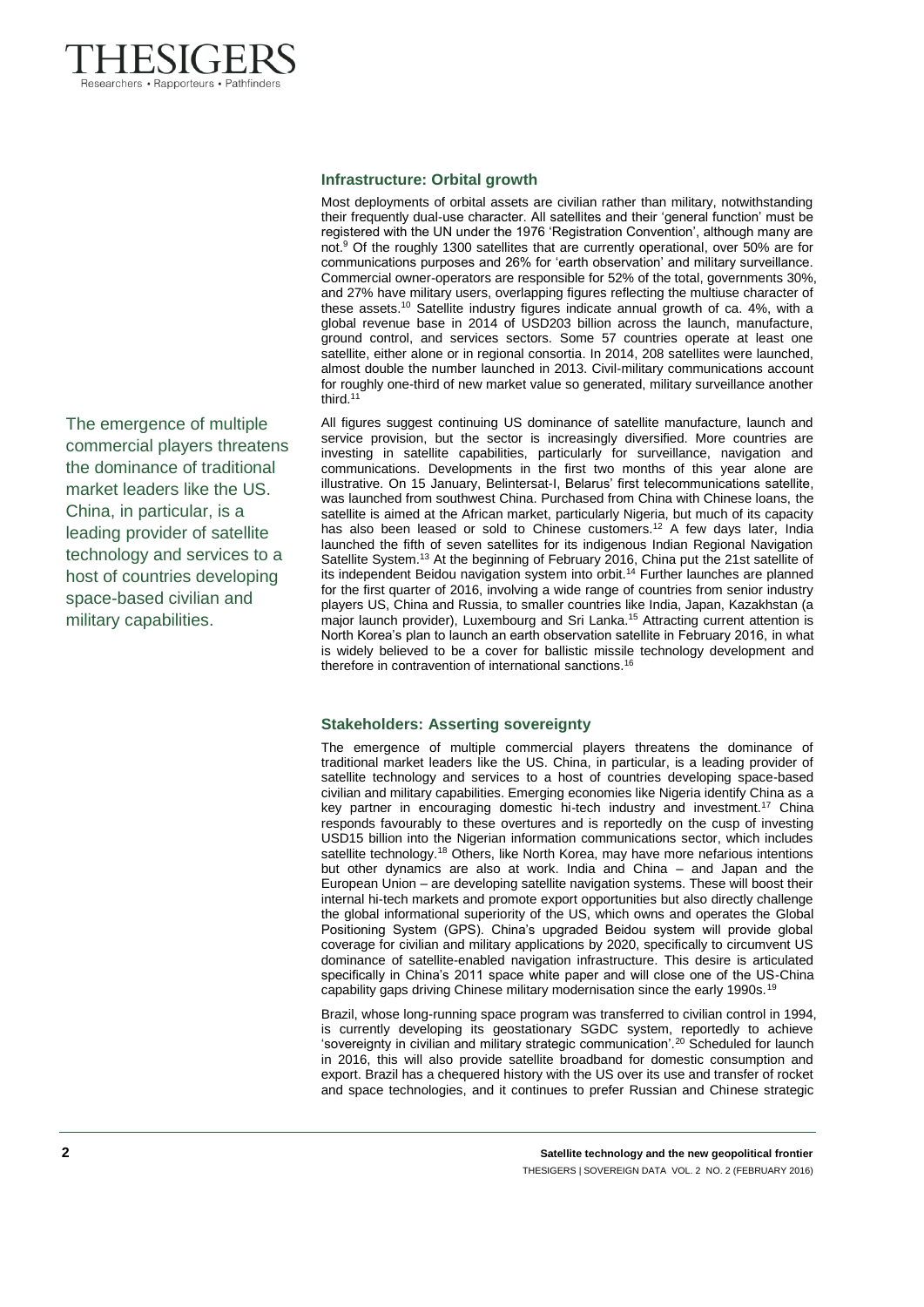## Infrastructure: Orbital growth

Most deployments of orbital assets are civilian rather than military, notwithstanding their frequently dual-use character. All satellites and their 'general function' must be registered with the UN under the 1976 'Registration Convention', although many are not.[9] Of the roughly 1300 satellites that are currently operational, over 50% are for communications purposes and 26% for 'earth observation' and military surveillance. Commercial owner-operators are responsible for 52% of the total, governments 30%, and 27% have military users, overlapping figures reflecting the multiuse character of these assets.[10] Satellite industry figures indicate annual growth of ca. 4%, with a global revenue base in 2014 of USD203 billion across the launch, manufacture, ground control, and services sectors. Some 57 countries operate at least one satellite, either alone or in regional consortia. In 2014, 208 satellites were launched, almost double the number launched in 2013. Civil-military communications account for roughly one-third of new market value so generated, military surveillance another third.[11]

All figures suggest continuing US dominance of satellite manufacture, launch and service provision, but the sector is increasingly diversified. More countries are investing in satellite capabilities, particularly for surveillance, navigation and communications. Developments in the first two months of this year alone are illustrative. On 15 January, Belintersat-I, Belarus' first telecommunications satellite, was launched from southwest China. Purchased from China with Chinese loans, the satellite is aimed at the African market, particularly Nigeria, but much of its capacity has also been leased or sold to Chinese customers.[12] A few days later, India launched the fifth of seven satellites for its indigenous Indian Regional Navigation Satellite System.[13] At the beginning of February 2016, China put the 21st satellite of its independent Beidou navigation system into orbit.[14] Further launches are planned for the first quarter of 2016, involving a wide range of countries from senior industry players US, China and Russia, to smaller countries like India, Japan, Kazakhstan (a major launch provider), Luxembourg and Sri Lanka.[15] Attracting current attention is North Korea's plan to launch an earth observation satellite in February 2016, in what is widely believed to be a cover for ballistic missile technology development and therefore in contravention of international sanctions.[16]

> The emergence of multiple commercial players threatens the dominance of traditional market leaders like the US. China, in particular, is a leading provider of satellite technology and services to a host of countries developing space-based civilian and military capabilities.

## Stakeholders: Asserting sovereignty

The emergence of multiple commercial players threatens the dominance of traditional market leaders like the US. China, in particular, is a leading provider of satellite technology and services to a host of countries developing space-based civilian and military capabilities. Emerging economies like Nigeria identify China as a key partner in encouraging domestic hi-tech industry and investment.[17] China responds favourably to these overtures and is reportedly on the cusp of investing USD15 billion into the Nigerian information communications sector, which includes satellite technology.[18] Others, like North Korea, may have more nefarious intentions but other dynamics are also at work. India and China – and Japan and the European Union – are developing satellite navigation systems. These will boost their internal hi-tech markets and promote export opportunities but also directly challenge the global informational superiority of the US, which owns and operates the Global Positioning System (GPS). China's upgraded Beidou system will provide global coverage for civilian and military applications by 2020, specifically to circumvent US dominance of satellite-enabled navigation infrastructure. This desire is articulated specifically in China's 2011 space white paper and will close one of the US-China capability gaps driving Chinese military modernisation since the early 1990s.[19]

Brazil, whose long-running space program was transferred to civilian control in 1994, is currently developing its geostationary SGDC system, reportedly to achieve 'sovereignty in civilian and military strategic communication'.[20] Scheduled for launch in 2016, this will also provide satellite broadband for domestic consumption and export. Brazil has a chequered history with the US over its use and transfer of rocket and space technologies, and it continues to prefer Russian and Chinese strategic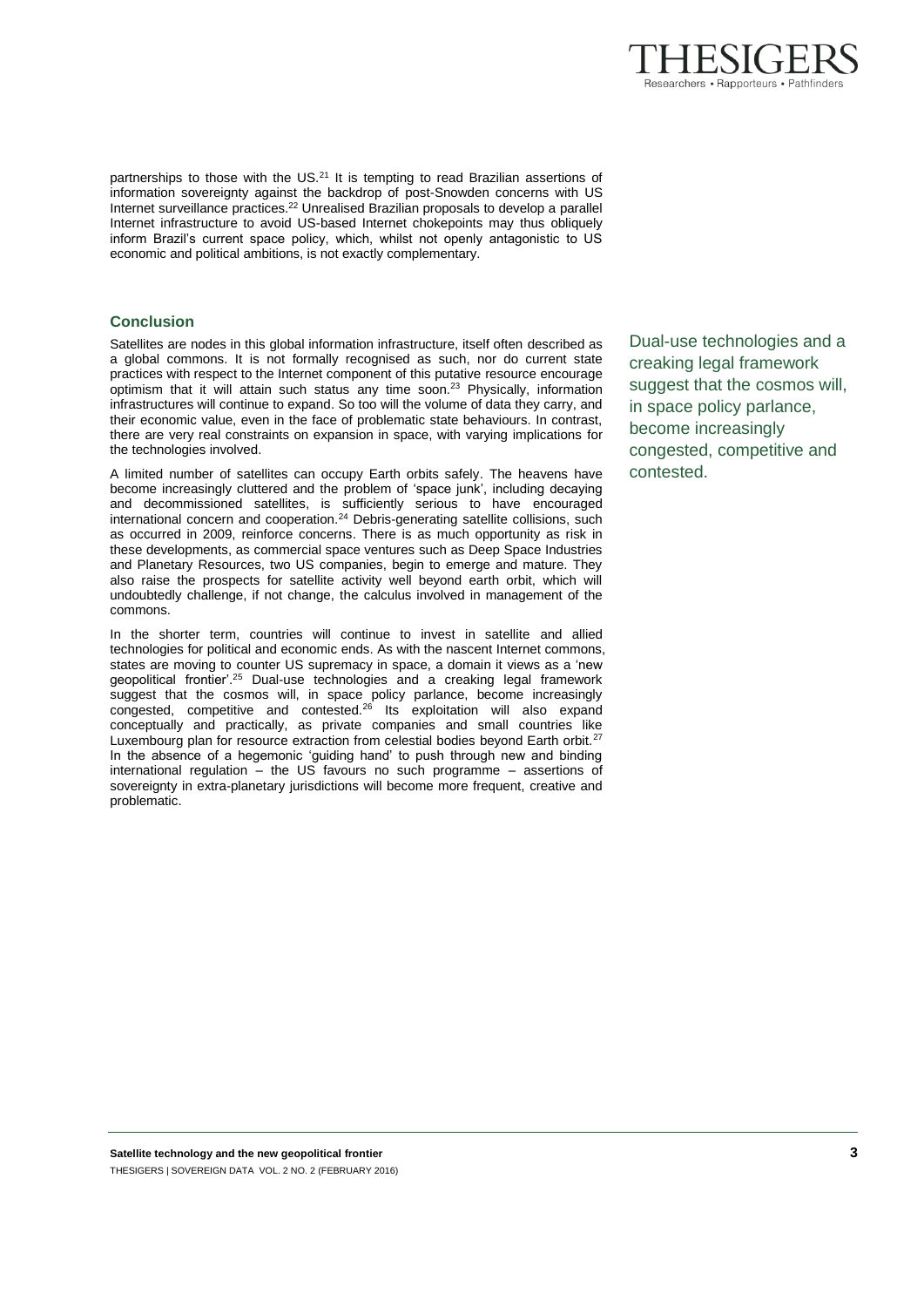partnerships to those with the US.[21] It is tempting to read Brazilian assertions of information sovereignty against the backdrop of post-Snowden concerns with US Internet surveillance practices.[22] Unrealised Brazilian proposals to develop a parallel Internet infrastructure to avoid US-based Internet chokepoints may thus obliquely inform Brazil's current space policy, which, whilst not openly antagonistic to US economic and political ambitions, is not exactly complementary.

## Conclusion

Satellites are nodes in this global information infrastructure, itself often described as a global commons. It is not formally recognised as such, nor do current state practices with respect to the Internet component of this putative resource encourage optimism that it will attain such status any time soon.[23] Physically, information infrastructures will continue to expand. So too will the volume of data they carry, and their economic value, even in the face of problematic state behaviours. In contrast, there are very real constraints on expansion in space, with varying implications for the technologies involved.

A limited number of satellites can occupy Earth orbits safely. The heavens have become increasingly cluttered and the problem of 'space junk', including decaying and decommissioned satellites, is sufficiently serious to have encouraged international concern and cooperation.[24] Debris-generating satellite collisions, such as occurred in 2009, reinforce concerns. There is as much opportunity as risk in these developments, as commercial space ventures such as Deep Space Industries and Planetary Resources, two US companies, begin to emerge and mature. They also raise the prospects for satellite activity well beyond earth orbit, which will undoubtedly challenge, if not change, the calculus involved in management of the commons.

In the shorter term, countries will continue to invest in satellite and allied technologies for political and economic ends. As with the nascent Internet commons, states are moving to counter US supremacy in space, a domain it views as a 'new geopolitical frontier'.[25] Dual-use technologies and a creaking legal framework suggest that the cosmos will, in space policy parlance, become increasingly congested, competitive and contested.[26] Its exploitation will also expand conceptually and practically, as private companies and small countries like Luxembourg plan for resource extraction from celestial bodies beyond Earth orbit.[27] In the absence of a hegemonic 'guiding hand' to push through new and binding international regulation – the US favours no such programme – assertions of sovereignty in extra-planetary jurisdictions will become more frequent, creative and problematic.

> Dual-use technologies and a creaking legal framework suggest that the cosmos will, in space policy parlance, become increasingly congested, competitive and contested.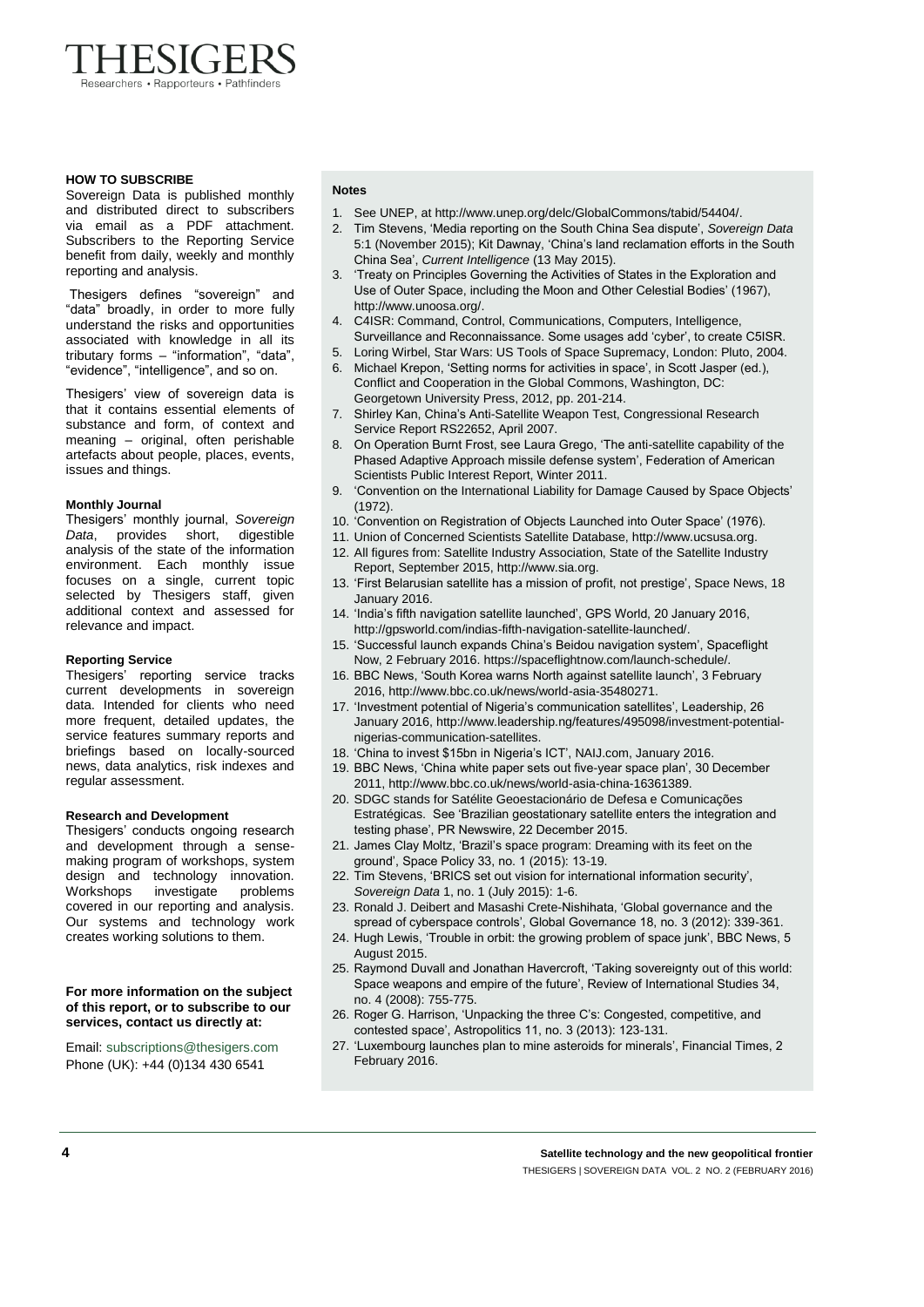THESIGERS

Researchers • Rapporteurs • Pathfinders

**HOW TO SUBSCRIBE**

Sovereign Data is published monthly and distributed direct to subscribers via email as a PDF attachment. Subscribers to the Reporting Service benefit from daily, weekly and monthly reporting and analysis.

Thesigers defines "sovereign" and "data" broadly, in order to more fully understand the risks and opportunities associated with knowledge in all its tributary forms – "information", "data", "evidence", "intelligence", and so on.

Thesigers' view of sovereign data is that it contains essential elements of substance and form, of context and meaning – original, often perishable artefacts about people, places, events, issues and things.

**Monthly Journal**

Thesigers' monthly journal, *Sovereign Data*, provides short, digestible analysis of the state of the information environment. Each monthly issue focuses on a single, current topic selected by Thesigers staff, given additional context and assessed for relevance and impact.

**Reporting Service**

Thesigers' reporting service tracks current developments in sovereign data. Intended for clients who need more frequent, detailed updates, the service features summary reports and briefings based on locally-sourced news, data analytics, risk indexes and regular assessment.

**Research and Development**

Thesigers' conducts ongoing research and development through a sense-making program of workshops, system design and technology innovation. Workshops investigate problems covered in our reporting and analysis. Our systems and technology work creates working solutions to them.

**For more information on the subject of this report, or to subscribe to our services, contact us directly at:**

Email: subscriptions@thesigers.com
Phone (UK): +44 (0)134 430 6541

**Notes**

1. See UNEP, at http://www.unep.org/delc/GlobalCommons/tabid/54404/.
2. Tim Stevens, 'Media reporting on the South China Sea dispute', *Sovereign Data* 5:1 (November 2015); Kit Dawnay, 'China's land reclamation efforts in the South China Sea', *Current Intelligence* (13 May 2015).
3. 'Treaty on Principles Governing the Activities of States in the Exploration and Use of Outer Space, including the Moon and Other Celestial Bodies' (1967), http://www.unoosa.org/.
4. C4ISR: Command, Control, Communications, Computers, Intelligence, Surveillance and Reconnaissance. Some usages add 'cyber', to create C5ISR.
5. Loring Wirbel, Star Wars: US Tools of Space Supremacy, London: Pluto, 2004.
6. Michael Krepon, 'Setting norms for activities in space', in Scott Jasper (ed.), Conflict and Cooperation in the Global Commons, Washington, DC: Georgetown University Press, 2012, pp. 201-214.
7. Shirley Kan, China's Anti-Satellite Weapon Test, Congressional Research Service Report RS22652, April 2007.
8. On Operation Burnt Frost, see Laura Grego, 'The anti-satellite capability of the Phased Adaptive Approach missile defense system', Federation of American Scientists Public Interest Report, Winter 2011.
9. 'Convention on the International Liability for Damage Caused by Space Objects' (1972).
10. 'Convention on Registration of Objects Launched into Outer Space' (1976).
11. Union of Concerned Scientists Satellite Database, http://www.ucsusa.org.
12. All figures from: Satellite Industry Association, State of the Satellite Industry Report, September 2015, http://www.sia.org.
13. 'First Belarusian satellite has a mission of profit, not prestige', Space News, 18 January 2016.
14. 'India's fifth navigation satellite launched', GPS World, 20 January 2016, http://gpsworld.com/indias-fifth-navigation-satellite-launched/.
15. 'Successful launch expands China's Beidou navigation system', Spaceflight Now, 2 February 2016. https://spaceflightnow.com/launch-schedule/.
16. BBC News, 'South Korea warns North against satellite launch', 3 February 2016, http://www.bbc.co.uk/news/world-asia-35480271.
17. 'Investment potential of Nigeria's communication satellites', Leadership, 26 January 2016, http://www.leadership.ng/features/495098/investment-potential-nigerias-communication-satellites.
18. 'China to invest $15bn in Nigeria's ICT', NAIJ.com, January 2016.
19. BBC News, 'China white paper sets out five-year space plan', 30 December 2011, http://www.bbc.co.uk/news/world-asia-china-16361389.
20. SDGC stands for Satélite Geoestacionário de Defesa e Comunicações Estratégicas. See 'Brazilian geostationary satellite enters the integration and testing phase', PR Newswire, 22 December 2015.
21. James Clay Moltz, 'Brazil's space program: Dreaming with its feet on the ground', Space Policy 33, no. 1 (2015): 13-19.
22. Tim Stevens, 'BRICS set out vision for international information security', *Sovereign Data* 1, no. 1 (July 2015): 1-6.
23. Ronald J. Deibert and Masashi Crete-Nishihata, 'Global governance and the spread of cyberspace controls', Global Governance 18, no. 3 (2012): 339-361.
24. Hugh Lewis, 'Trouble in orbit: the growing problem of space junk', BBC News, 5 August 2015.
25. Raymond Duvall and Jonathan Havercroft, 'Taking sovereignty out of this world: Space weapons and empire of the future', Review of International Studies 34, no. 4 (2008): 755-775.
26. Roger G. Harrison, 'Unpacking the three C's: Congested, competitive, and contested space', Astropolitics 11, no. 3 (2013): 123-131.
27. 'Luxembourg launches plan to mine asteroids for minerals', Financial Times, 2 February 2016.